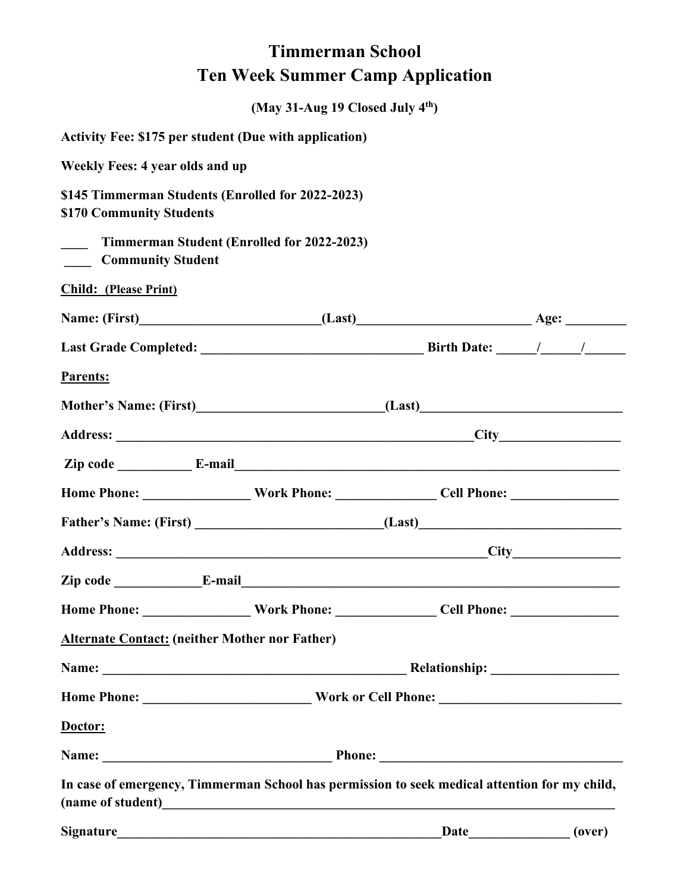# Timmerman School
# Ten Week Summer Camp Application

**(May 31-Aug 19 Closed July 4th)**

**Activity Fee: $175 per student (Due with application)**

**Weekly Fees: 4 year olds and up**

**$145 Timmerman Students (Enrolled for 2022-2023)**
**$170 Community Students**

**____ Timmerman Student (Enrolled for 2022-2023)**
**____ Community Student**

**Child: (Please Print)**

**Name: (First)**__________________________**(Last)**_________________________ **Age:** _________

**Last Grade Completed:** ________________________________ **Birth Date:** ______/______/______

**Parents:**

**Mother's Name: (First)**___________________________**(Last)**_____________________________

**Address:** ______________________________________________________**City**_________________

**Zip code** ___________ **E-mail**__________________________________________________________

**Home Phone:** ________________ **Work Phone:** ______________ **Cell Phone:** ________________

**Father's Name: (First)** ___________________________**(Last)**_____________________________

**Address:** _______________________________________________________**City**________________

**Zip code** _____________**E-mail**__________________________________________________________

**Home Phone:** ________________ **Work Phone:** ______________ **Cell Phone:** ________________

**Alternate Contact: (neither Mother nor Father)**

**Name:** _____________________________________________ **Relationship:** ___________________

**Home Phone:** ________________________ **Work or Cell Phone:** ___________________________

**Doctor:**

**Name:** __________________________________ **Phone:** ____________________________________

**In case of emergency, Timmerman School has permission to seek medical attention for my child, (name of student)**___________________________________________________________________

**Signature**_________________________________________________**Date**_______________ **(over)**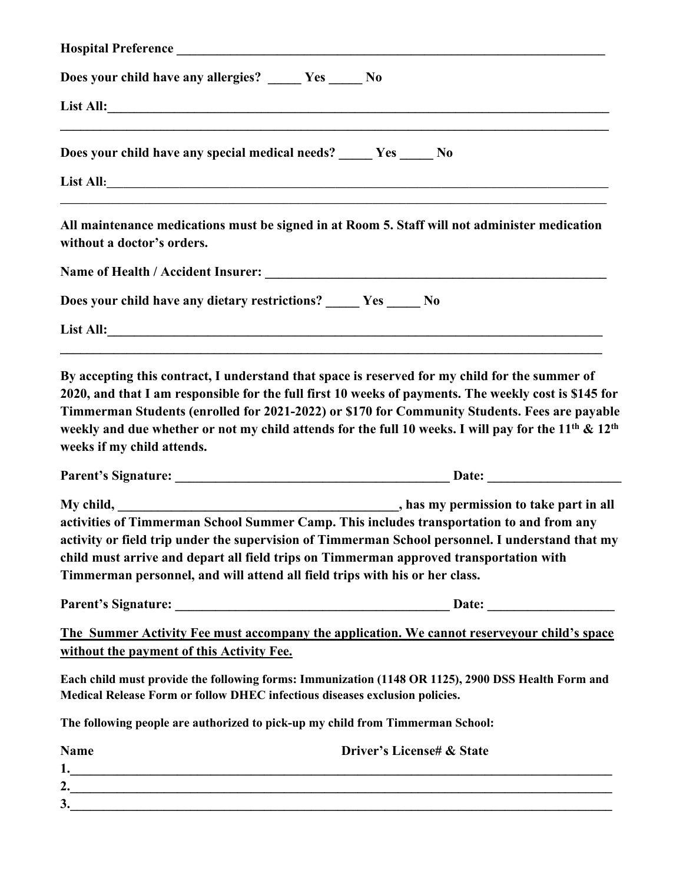**Hospital Preference** ___________________________________________________________________

**Does your child have any allergies?** _____ **Yes** _____ **No**

**List All:**___________________________________________________________________________

_____________________________________________________________________________________

**Does your child have any special medical needs?** _____ **Yes** _____ **No**

**List All:**___________________________________________________________________________

_____________________________________________________________________________________

**All maintenance medications must be signed in at Room 5. Staff will not administer medication without a doctor's orders.**

**Name of Health / Accident Insurer:** ______________________________________________________

**Does your child have any dietary restrictions?** _____ **Yes** _____ **No**

**List All:**___________________________________________________________________________

_____________________________________________________________________________________

**By accepting this contract, I understand that space is reserved for my child for the summer of 2020, and that I am responsible for the full first 10 weeks of payments. The weekly cost is $145 for Timmerman Students (enrolled for 2021-2022) or $170 for Community Students. Fees are payable weekly and due whether or not my child attends for the full 10 weeks. I will pay for the 11th & 12th weeks if my child attends.**

**Parent's Signature:** __________________________________________ **Date:** ____________________

**My child,** ___________________________________________**, has my permission to take part in all activities of Timmerman School Summer Camp. This includes transportation to and from any activity or field trip under the supervision of Timmerman School personnel. I understand that my child must arrive and depart all field trips on Timmerman approved transportation with Timmerman personnel, and will attend all field trips with his or her class.**

**Parent's Signature:** __________________________________________ **Date:** ___________________

**<u>The Summer Activity Fee must accompany the application. We cannot reserveyour child's space without the payment of this Activity Fee.</u>**

**Each child must provide the following forms: Immunization (1148 OR 1125), 2900 DSS Health Form and Medical Release Form or follow DHEC infectious diseases exclusion policies.**

**The following people are authorized to pick-up my child from Timmerman School:**

**Name** **Driver's License# & State**

1.___________________________________________________________________________________

2.___________________________________________________________________________________

3.___________________________________________________________________________________